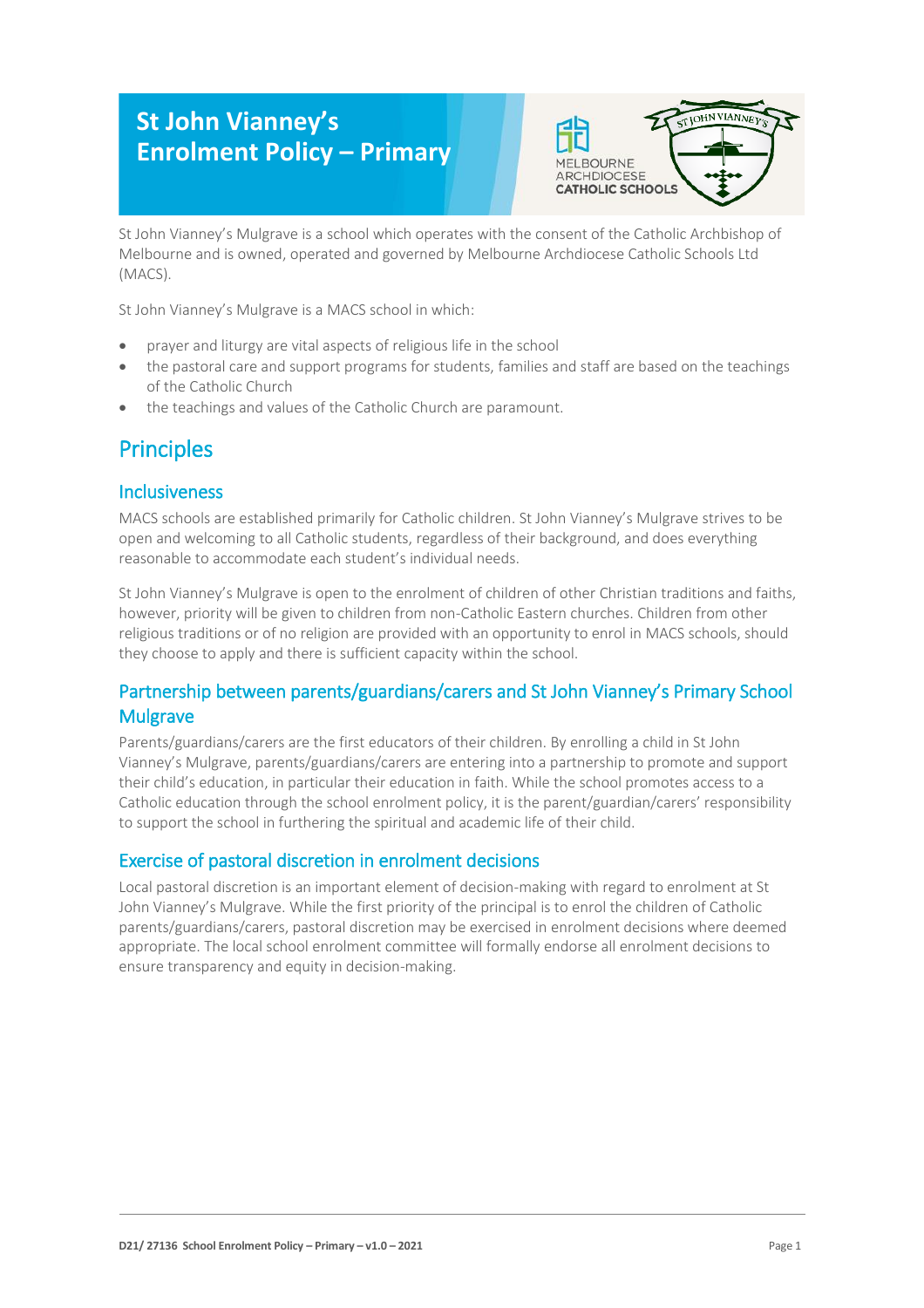# St John Vianney's Enrolment Policy – Primary

St John Vianney's Mulgrave is a school which operates with the consent of the Catholic Archbishop of Melbourne and is owned, operated and governed by Melbourne Archdiocese Catholic Schools Ltd (MACS).

St John Vianney's Mulgrave is a MACS school in which:

- prayer and liturgy are vital aspects of religious life in the school
- the pastoral care and support programs for students, families and staff are based on the teachings of the Catholic Church
- the teachings and values of the Catholic Church are paramount.

## Principles

### Inclusiveness

MACS schools are established primarily for Catholic children. St John Vianney's Mulgrave strives to be open and welcoming to all Catholic students, regardless of their background, and does everything reasonable to accommodate each student's individual needs.

St John Vianney's Mulgrave is open to the enrolment of children of other Christian traditions and faiths, however, priority will be given to children from non-Catholic Eastern churches. Children from other religious traditions or of no religion are provided with an opportunity to enrol in MACS schools, should they choose to apply and there is sufficient capacity within the school.

### Partnership between parents/guardians/carers and St John Vianney's Primary School Mulgrave

Parents/guardians/carers are the first educators of their children. By enrolling a child in St John Vianney's Mulgrave, parents/guardians/carers are entering into a partnership to promote and support their child's education, in particular their education in faith. While the school promotes access to a Catholic education through the school enrolment policy, it is the parent/guardian/carers' responsibility to support the school in furthering the spiritual and academic life of their child.

### Exercise of pastoral discretion in enrolment decisions

Local pastoral discretion is an important element of decision-making with regard to enrolment at St John Vianney's Mulgrave. While the first priority of the principal is to enrol the children of Catholic parents/guardians/carers, pastoral discretion may be exercised in enrolment decisions where deemed appropriate. The local school enrolment committee will formally endorse all enrolment decisions to ensure transparency and equity in decision-making.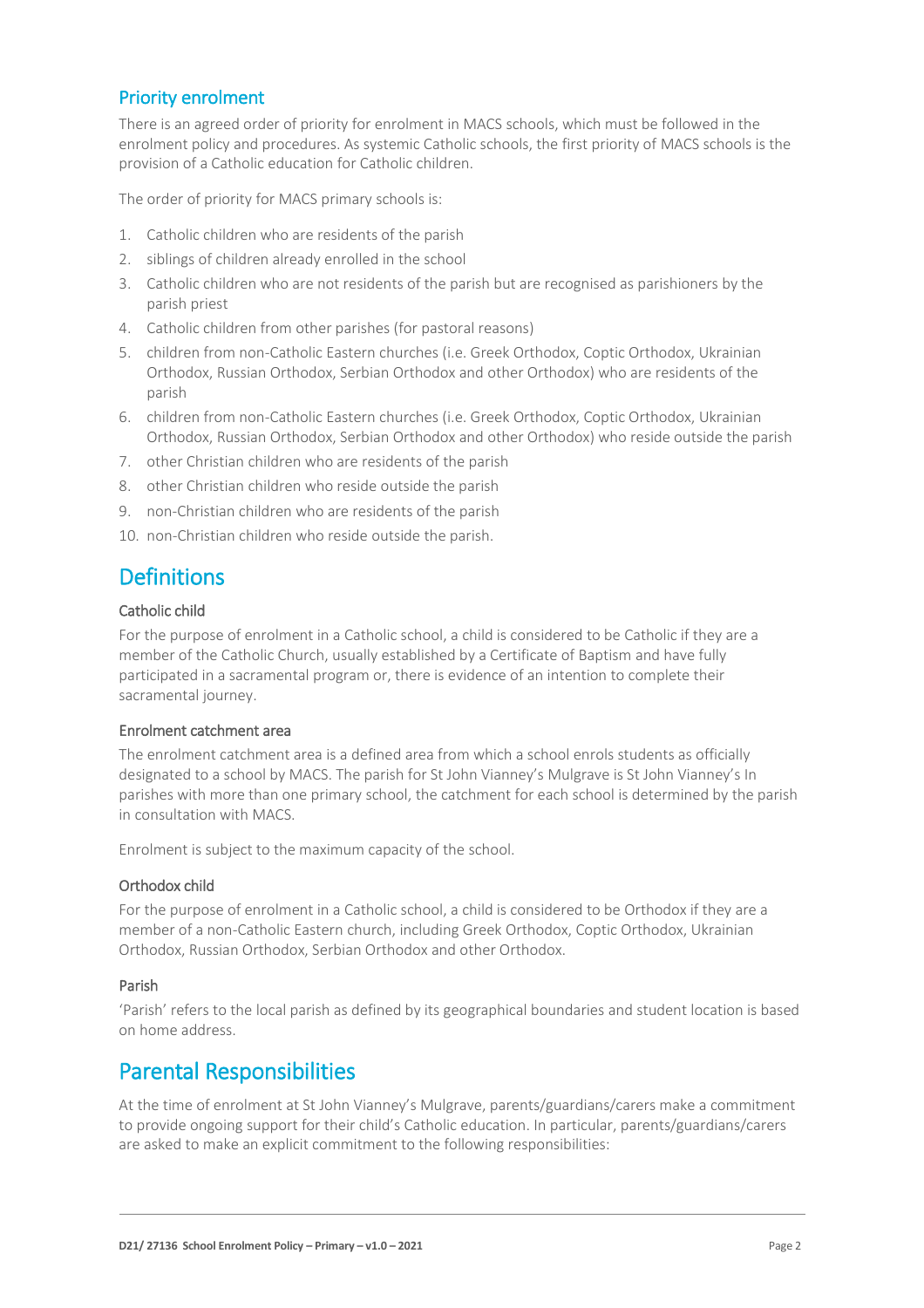## Priority enrolment

There is an agreed order of priority for enrolment in MACS schools, which must be followed in the enrolment policy and procedures. As systemic Catholic schools, the first priority of MACS schools is the provision of a Catholic education for Catholic children.

The order of priority for MACS primary schools is:

1. Catholic children who are residents of the parish
2. siblings of children already enrolled in the school
3. Catholic children who are not residents of the parish but are recognised as parishioners by the parish priest
4. Catholic children from other parishes (for pastoral reasons)
5. children from non-Catholic Eastern churches (i.e. Greek Orthodox, Coptic Orthodox, Ukrainian Orthodox, Russian Orthodox, Serbian Orthodox and other Orthodox) who are residents of the parish
6. children from non-Catholic Eastern churches (i.e. Greek Orthodox, Coptic Orthodox, Ukrainian Orthodox, Russian Orthodox, Serbian Orthodox and other Orthodox) who reside outside the parish
7. other Christian children who are residents of the parish
8. other Christian children who reside outside the parish
9. non-Christian children who are residents of the parish
10. non-Christian children who reside outside the parish.

# Definitions

### Catholic child

For the purpose of enrolment in a Catholic school, a child is considered to be Catholic if they are a member of the Catholic Church, usually established by a Certificate of Baptism and have fully participated in a sacramental program or, there is evidence of an intention to complete their sacramental journey.

### Enrolment catchment area

The enrolment catchment area is a defined area from which a school enrols students as officially designated to a school by MACS. The parish for St John Vianney's Mulgrave is St John Vianney's In parishes with more than one primary school, the catchment for each school is determined by the parish in consultation with MACS.

Enrolment is subject to the maximum capacity of the school.

### Orthodox child

For the purpose of enrolment in a Catholic school, a child is considered to be Orthodox if they are a member of a non-Catholic Eastern church, including Greek Orthodox, Coptic Orthodox, Ukrainian Orthodox, Russian Orthodox, Serbian Orthodox and other Orthodox.

### Parish

'Parish' refers to the local parish as defined by its geographical boundaries and student location is based on home address.

# Parental Responsibilities

At the time of enrolment at St John Vianney's Mulgrave, parents/guardians/carers make a commitment to provide ongoing support for their child's Catholic education. In particular, parents/guardians/carers are asked to make an explicit commitment to the following responsibilities: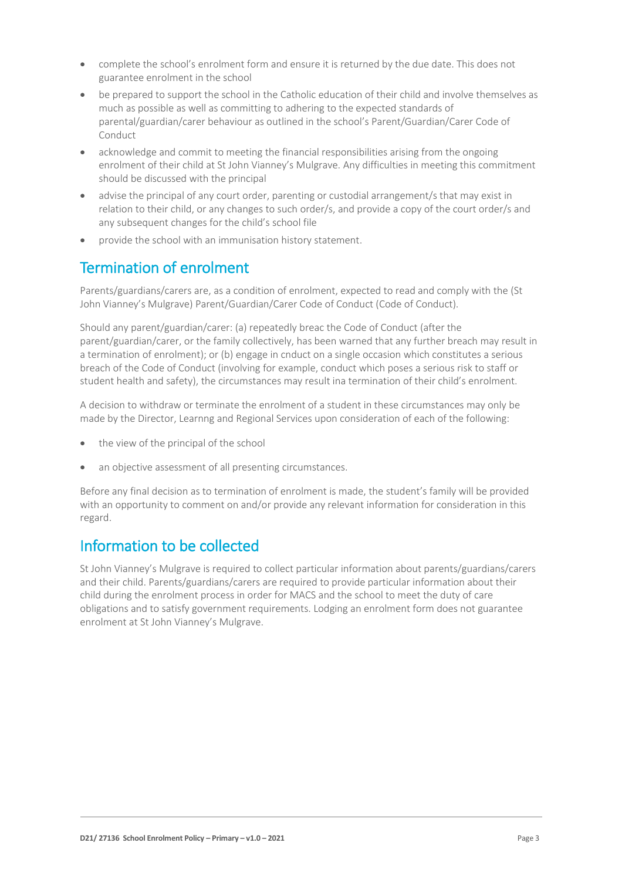- complete the school's enrolment form and ensure it is returned by the due date. This does not guarantee enrolment in the school
- be prepared to support the school in the Catholic education of their child and involve themselves as much as possible as well as committing to adhering to the expected standards of parental/guardian/carer behaviour as outlined in the school's Parent/Guardian/Carer Code of Conduct
- acknowledge and commit to meeting the financial responsibilities arising from the ongoing enrolment of their child at St John Vianney's Mulgrave. Any difficulties in meeting this commitment should be discussed with the principal
- advise the principal of any court order, parenting or custodial arrangement/s that may exist in relation to their child, or any changes to such order/s, and provide a copy of the court order/s and any subsequent changes for the child's school file
- provide the school with an immunisation history statement.

## Termination of enrolment

Parents/guardians/carers are, as a condition of enrolment, expected to read and comply with the (St John Vianney's Mulgrave) Parent/Guardian/Carer Code of Conduct (Code of Conduct).

Should any parent/guardian/carer: (a) repeatedly breac the Code of Conduct (after the parent/guardian/carer, or the family collectively, has been warned that any further breach may result in a termination of enrolment); or (b) engage in cnduct on a single occasion which constitutes a serious breach of the Code of Conduct (involving for example, conduct which poses a serious risk to staff or student health and safety), the circumstances may result ina termination of their child's enrolment.

A decision to withdraw or terminate the enrolment of a student in these circumstances may only be made by the Director, Learnng and Regional Services upon consideration of each of the following:

- the view of the principal of the school
- an objective assessment of all presenting circumstances.

Before any final decision as to termination of enrolment is made, the student's family will be provided with an opportunity to comment on and/or provide any relevant information for consideration in this regard.

## Information to be collected

St John Vianney's Mulgrave is required to collect particular information about parents/guardians/carers and their child. Parents/guardians/carers are required to provide particular information about their child during the enrolment process in order for MACS and the school to meet the duty of care obligations and to satisfy government requirements. Lodging an enrolment form does not guarantee enrolment at St John Vianney's Mulgrave.